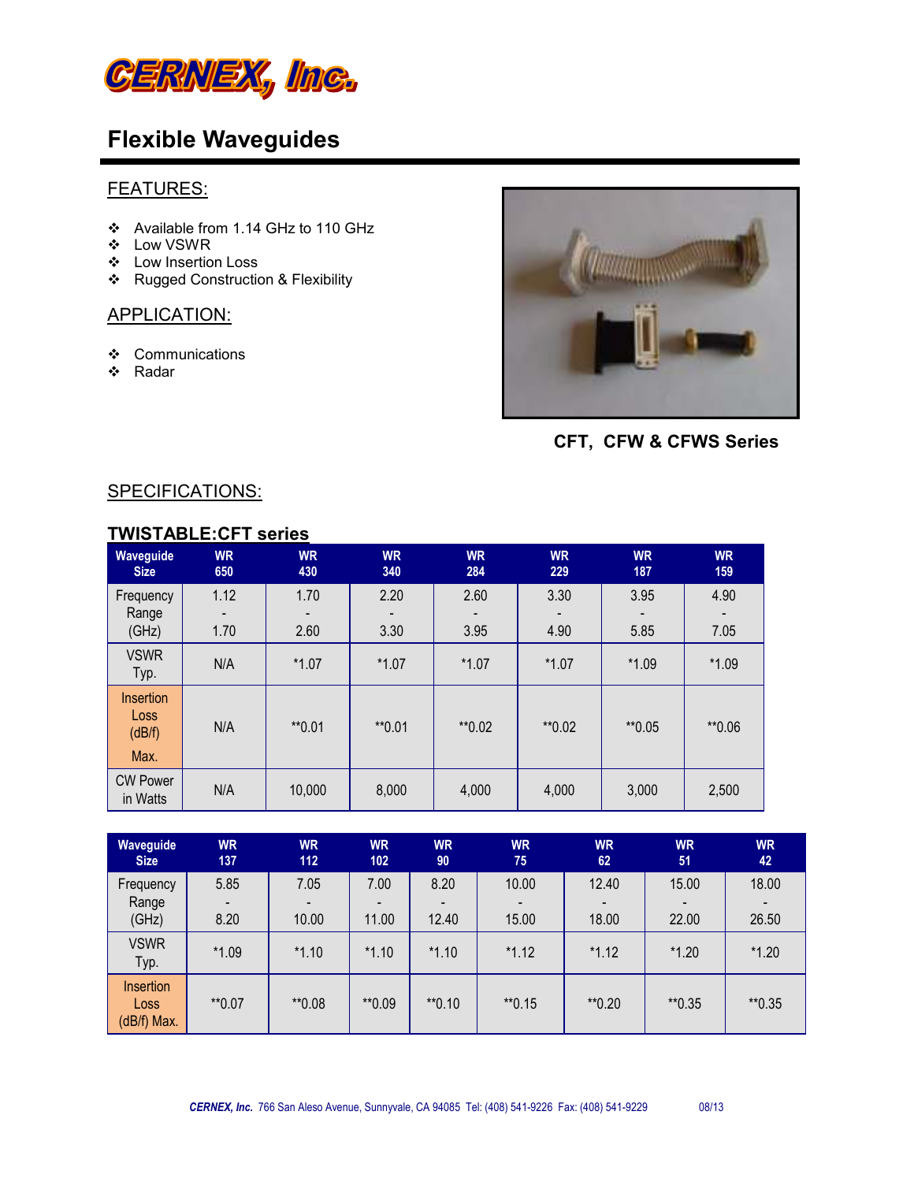# CERNEX, Inc.

## Flexible Waveguides

### FEATURES:

- Available from 1.14 GHz to 110 GHz
- Low VSWR
- Low Insertion Loss
- Rugged Construction & Flexibility

### APPLICATION:

- Communications
- Radar

**CFT, CFW & CFWS Series**

### SPECIFICATIONS:

#### TWISTABLE:CFT series

| Waveguide Size | WR 650 | WR 430 | WR 340 | WR 284 | WR 229 | WR 187 | WR 159 |
|---|---|---|---|---|---|---|---|
| Frequency Range (GHz) | 1.12 - 1.70 | 1.70 - 2.60 | 2.20 - 3.30 | 2.60 - 3.95 | 3.30 - 4.90 | 3.95 - 5.85 | 4.90 - 7.05 |
| VSWR Typ. | N/A | *1.07 | *1.07 | *1.07 | *1.07 | *1.09 | *1.09 |
| Insertion Loss (dB/f) Max. | N/A | **0.01 | **0.01 | **0.02 | **0.02 | **0.05 | **0.06 |
| CW Power in Watts | N/A | 10,000 | 8,000 | 4,000 | 4,000 | 3,000 | 2,500 |

| Waveguide Size | WR 137 | WR 112 | WR 102 | WR 90 | WR 75 | WR 62 | WR 51 | WR 42 |
|---|---|---|---|---|---|---|---|---|
| Frequency Range (GHz) | 5.85 - 8.20 | 7.05 - 10.00 | 7.00 - 11.00 | 8.20 - 12.40 | 10.00 - 15.00 | 12.40 - 18.00 | 15.00 - 22.00 | 18.00 - 26.50 |
| VSWR Typ. | *1.09 | *1.10 | *1.10 | *1.10 | *1.12 | *1.12 | *1.20 | *1.20 |
| Insertion Loss (dB/f) Max. | **0.07 | **0.08 | **0.09 | **0.10 | **0.15 | **0.20 | **0.35 | **0.35 |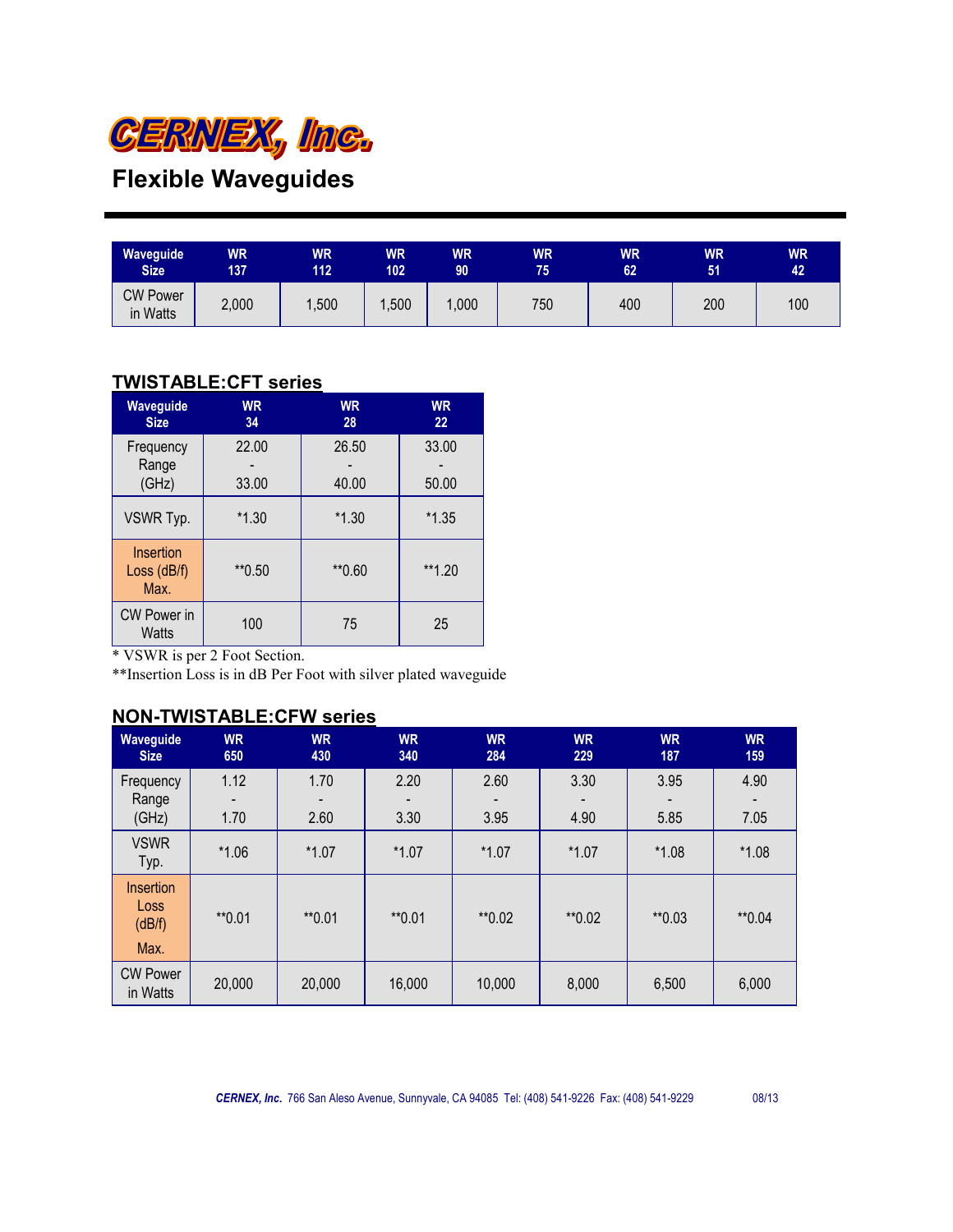# CERNEX, Inc.

## Flexible Waveguides

| Waveguide Size | WR 137 | WR 112 | WR 102 | WR 90 | WR 75 | WR 62 | WR 51 | WR 42 |
|---|---|---|---|---|---|---|---|---|
| CW Power in Watts | 2,000 | 1,500 | 1,500 | 1,000 | 750 | 400 | 200 | 100 |

### TWISTABLE:CFT series

| Waveguide Size | WR 34 | WR 28 | WR 22 |
|---|---|---|---|
| Frequency Range (GHz) | 22.00 - 33.00 | 26.50 - 40.00 | 33.00 - 50.00 |
| VSWR Typ. | *1.30 | *1.30 | *1.35 |
| Insertion Loss (dB/f) Max. | **0.50 | **0.60 | **1.20 |
| CW Power in Watts | 100 | 75 | 25 |

* VSWR is per 2 Foot Section.

**Insertion Loss is in dB Per Foot with silver plated waveguide

### NON-TWISTABLE:CFW series

| Waveguide Size | WR 650 | WR 430 | WR 340 | WR 284 | WR 229 | WR 187 | WR 159 |
|---|---|---|---|---|---|---|---|
| Frequency Range (GHz) | 1.12 - 1.70 | 1.70 - 2.60 | 2.20 - 3.30 | 2.60 - 3.95 | 3.30 - 4.90 | 3.95 - 5.85 | 4.90 - 7.05 |
| VSWR Typ. | *1.06 | *1.07 | *1.07 | *1.07 | *1.07 | *1.08 | *1.08 |
| Insertion Loss (dB/f) Max. | **0.01 | **0.01 | **0.01 | **0.02 | **0.02 | **0.03 | **0.04 |
| CW Power in Watts | 20,000 | 20,000 | 16,000 | 10,000 | 8,000 | 6,500 | 6,000 |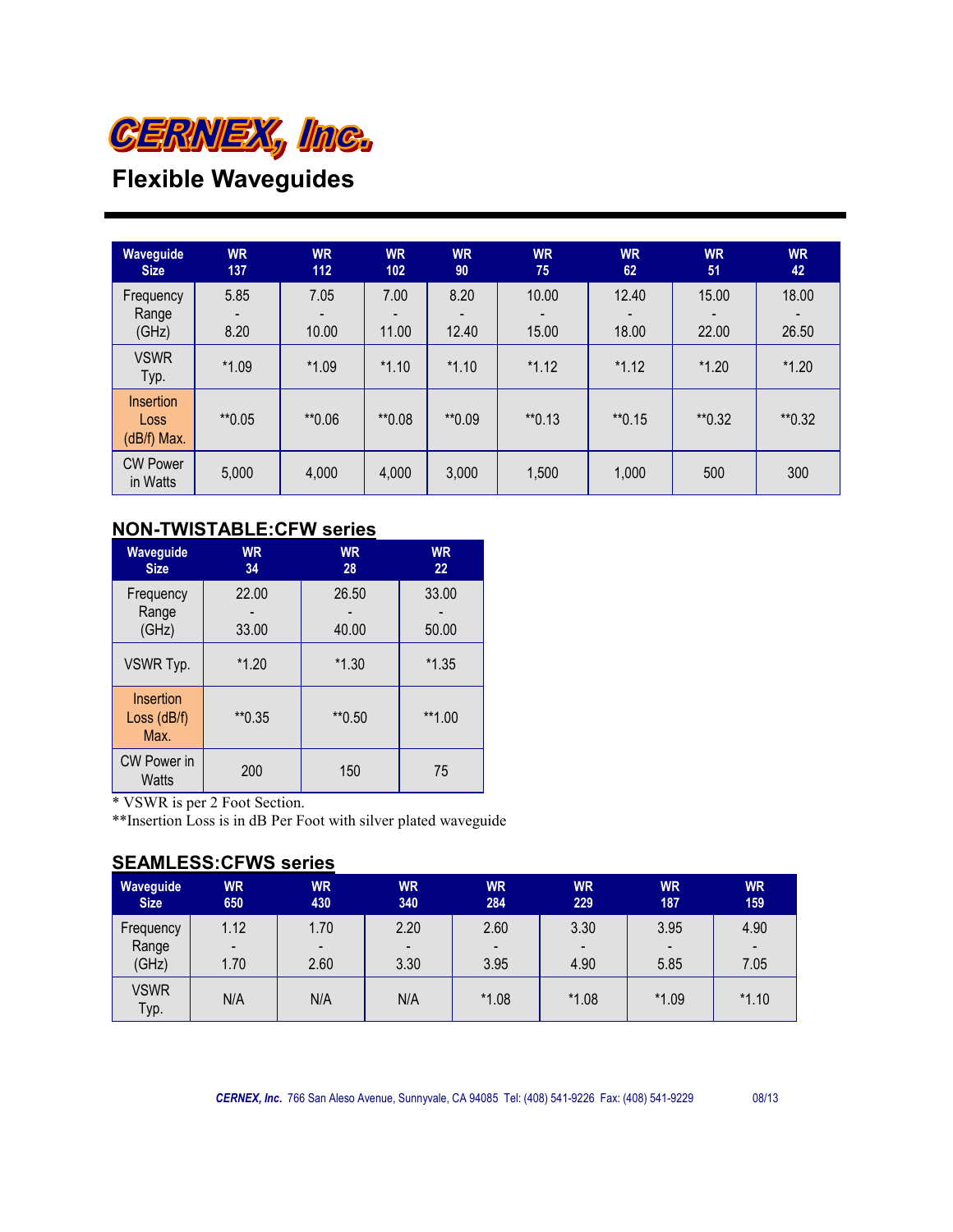# CERNEX, Inc.

## Flexible Waveguides

| Waveguide Size | WR 137 | WR 112 | WR 102 | WR 90 | WR 75 | WR 62 | WR 51 | WR 42 |
|---|---|---|---|---|---|---|---|---|
| Frequency Range (GHz) | 5.85 - 8.20 | 7.05 - 10.00 | 7.00 - 11.00 | 8.20 - 12.40 | 10.00 - 15.00 | 12.40 - 18.00 | 15.00 - 22.00 | 18.00 - 26.50 |
| VSWR Typ. | *1.09 | *1.09 | *1.10 | *1.10 | *1.12 | *1.12 | *1.20 | *1.20 |
| Insertion Loss (dB/f) Max. | **0.05 | **0.06 | **0.08 | **0.09 | **0.13 | **0.15 | **0.32 | **0.32 |
| CW Power in Watts | 5,000 | 4,000 | 4,000 | 3,000 | 1,500 | 1,000 | 500 | 300 |

### NON-TWISTABLE:CFW series

| Waveguide Size | WR 34 | WR 28 | WR 22 |
|---|---|---|---|
| Frequency Range (GHz) | 22.00 - 33.00 | 26.50 - 40.00 | 33.00 - 50.00 |
| VSWR Typ. | *1.20 | *1.30 | *1.35 |
| Insertion Loss (dB/f) Max. | **0.35 | **0.50 | **1.00 |
| CW Power in Watts | 200 | 150 | 75 |

* VSWR is per 2 Foot Section.
**Insertion Loss is in dB Per Foot with silver plated waveguide

### SEAMLESS:CFWS series

| Waveguide Size | WR 650 | WR 430 | WR 340 | WR 284 | WR 229 | WR 187 | WR 159 |
|---|---|---|---|---|---|---|---|
| Frequency Range (GHz) | 1.12 - 1.70 | 1.70 - 2.60 | 2.20 - 3.30 | 2.60 - 3.95 | 3.30 - 4.90 | 3.95 - 5.85 | 4.90 - 7.05 |
| VSWR Typ. | N/A | N/A | N/A | *1.08 | *1.08 | *1.09 | *1.10 |

*CERNEX, Inc.* 766 San Aleso Avenue, Sunnyvale, CA 94085 Tel: (408) 541-9226 Fax: (408) 541-9229 08/13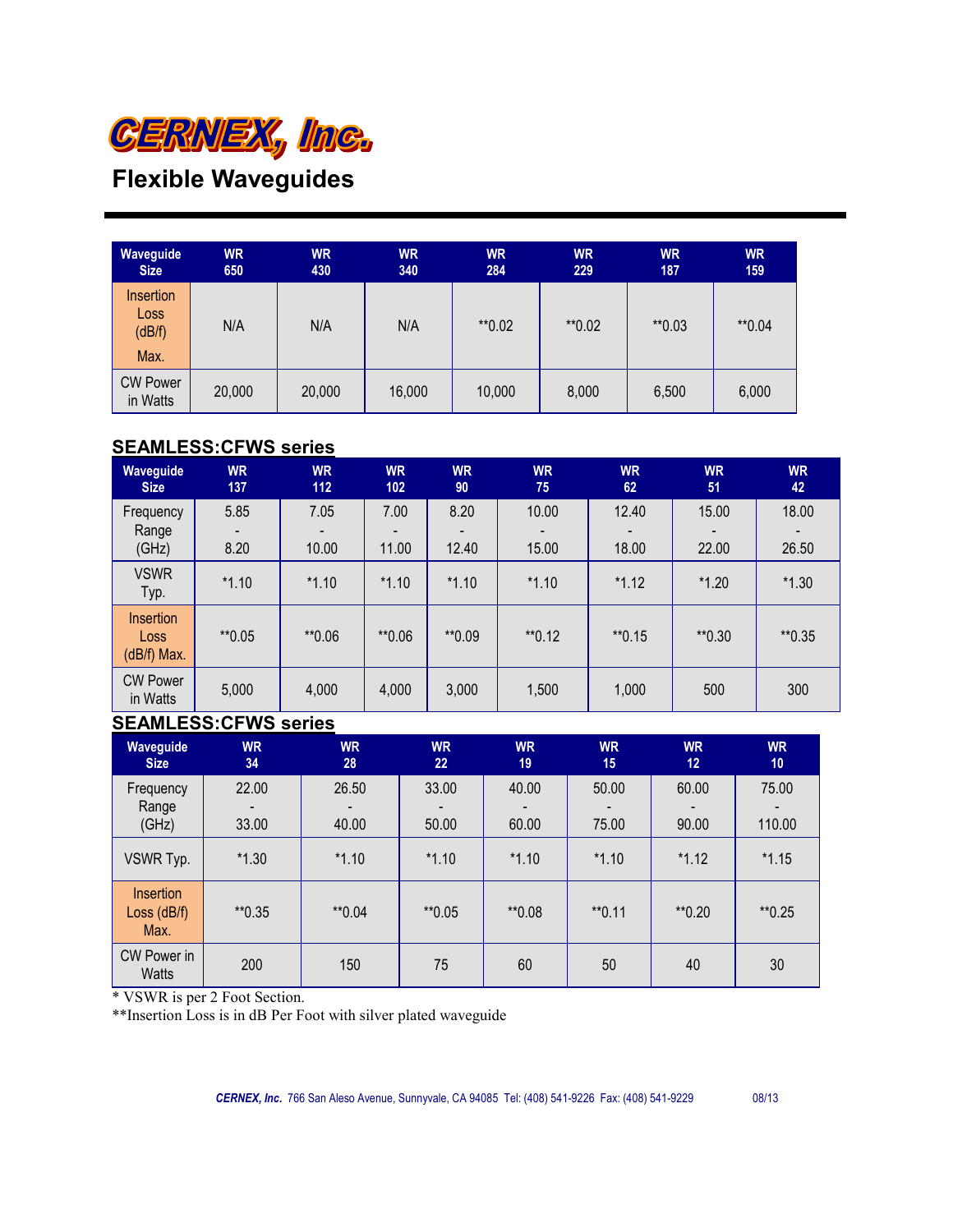CERNEX, Inc.

# Flexible Waveguides

| Waveguide Size | WR 650 | WR 430 | WR 340 | WR 284 | WR 229 | WR 187 | WR 159 |
|---|---|---|---|---|---|---|---|
| Insertion Loss (dB/f) Max. | N/A | N/A | N/A | **0.02 | **0.02 | **0.03 | **0.04 |
| CW Power in Watts | 20,000 | 20,000 | 16,000 | 10,000 | 8,000 | 6,500 | 6,000 |

## SEAMLESS:CFWS series

| Waveguide Size | WR 137 | WR 112 | WR 102 | WR 90 | WR 75 | WR 62 | WR 51 | WR 42 |
|---|---|---|---|---|---|---|---|---|
| Frequency Range (GHz) | 5.85 - 8.20 | 7.05 - 10.00 | 7.00 - 11.00 | 8.20 - 12.40 | 10.00 - 15.00 | 12.40 - 18.00 | 15.00 - 22.00 | 18.00 - 26.50 |
| VSWR Typ. | *1.10 | *1.10 | *1.10 | *1.10 | *1.10 | *1.12 | *1.20 | *1.30 |
| Insertion Loss (dB/f) Max. | **0.05 | **0.06 | **0.06 | **0.09 | **0.12 | **0.15 | **0.30 | **0.35 |
| CW Power in Watts | 5,000 | 4,000 | 4,000 | 3,000 | 1,500 | 1,000 | 500 | 300 |

## SEAMLESS:CFWS series

| Waveguide Size | WR 34 | WR 28 | WR 22 | WR 19 | WR 15 | WR 12 | WR 10 |
|---|---|---|---|---|---|---|---|
| Frequency Range (GHz) | 22.00 - 33.00 | 26.50 - 40.00 | 33.00 - 50.00 | 40.00 - 60.00 | 50.00 - 75.00 | 60.00 - 90.00 | 75.00 - 110.00 |
| VSWR Typ. | *1.30 | *1.10 | *1.10 | *1.10 | *1.10 | *1.12 | *1.15 |
| Insertion Loss (dB/f) Max. | **0.35 | **0.04 | **0.05 | **0.08 | **0.11 | **0.20 | **0.25 |
| CW Power in Watts | 200 | 150 | 75 | 60 | 50 | 40 | 30 |

* VSWR is per 2 Foot Section.

**Insertion Loss is in dB Per Foot with silver plated waveguide

*CERNEX, Inc.* 766 San Aleso Avenue, Sunnyvale, CA 94085 Tel: (408) 541-9226 Fax: (408) 541-9229 08/13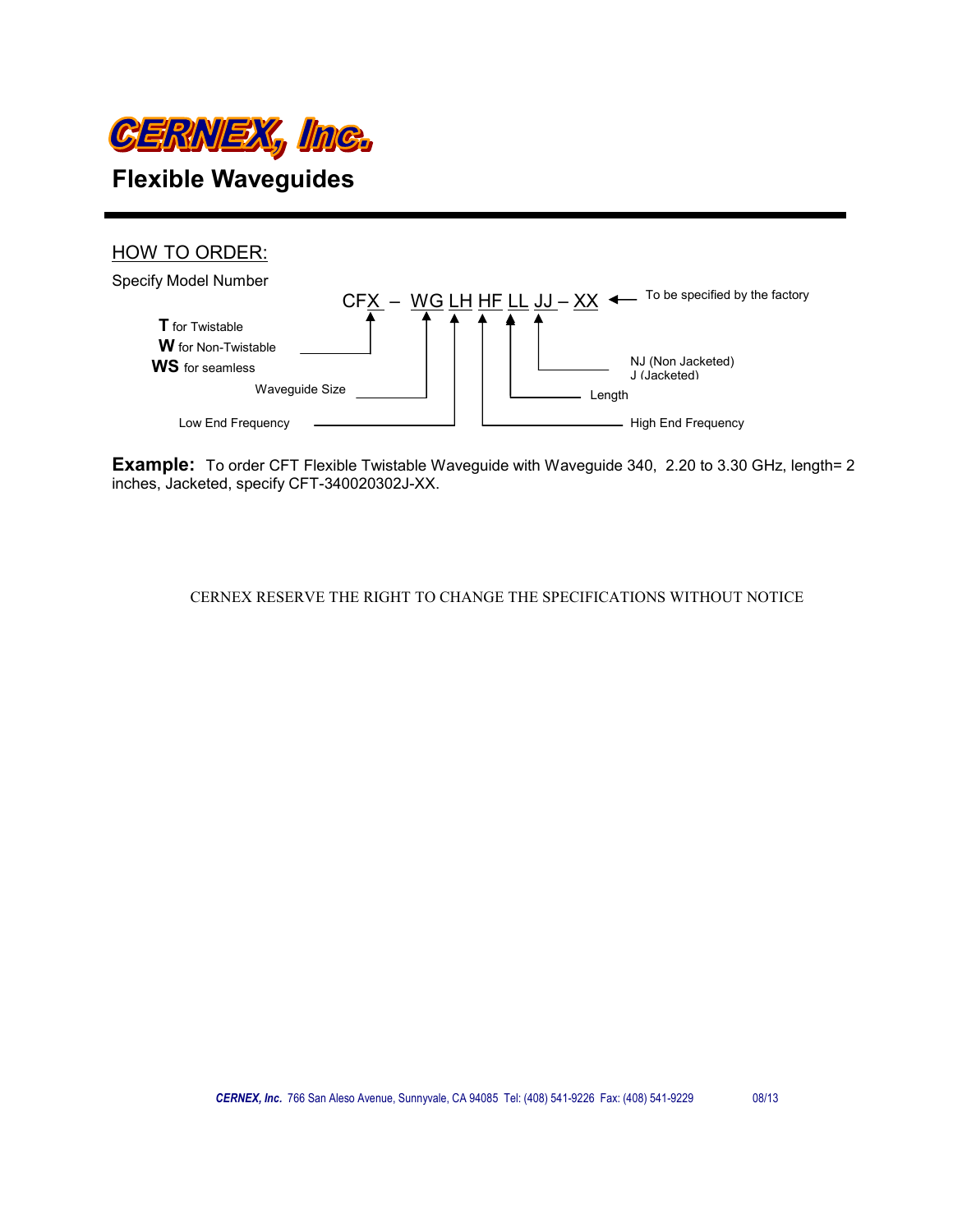**CERNEX, Inc.**

## Flexible Waveguides

### HOW TO ORDER:

Specify Model Number

CFX – WG LH HF LL JJ – XX ← To be specified by the factory

- **T** for Twistable
- **W** for Non-Twistable
- **WS** for seamless

Waveguide Size

Low End Frequency

High End Frequency

Length

NJ (Non Jacketed)
J (Jacketed)

**Example:** To order CFT Flexible Twistable Waveguide with Waveguide 340, 2.20 to 3.30 GHz, length= 2 inches, Jacketed, specify CFT-340020302J-XX.

CERNEX RESERVE THE RIGHT TO CHANGE THE SPECIFICATIONS WITHOUT NOTICE

*CERNEX, Inc.* 766 San Aleso Avenue, Sunnyvale, CA 94085 Tel: (408) 541-9226 Fax: (408) 541-9229 08/13